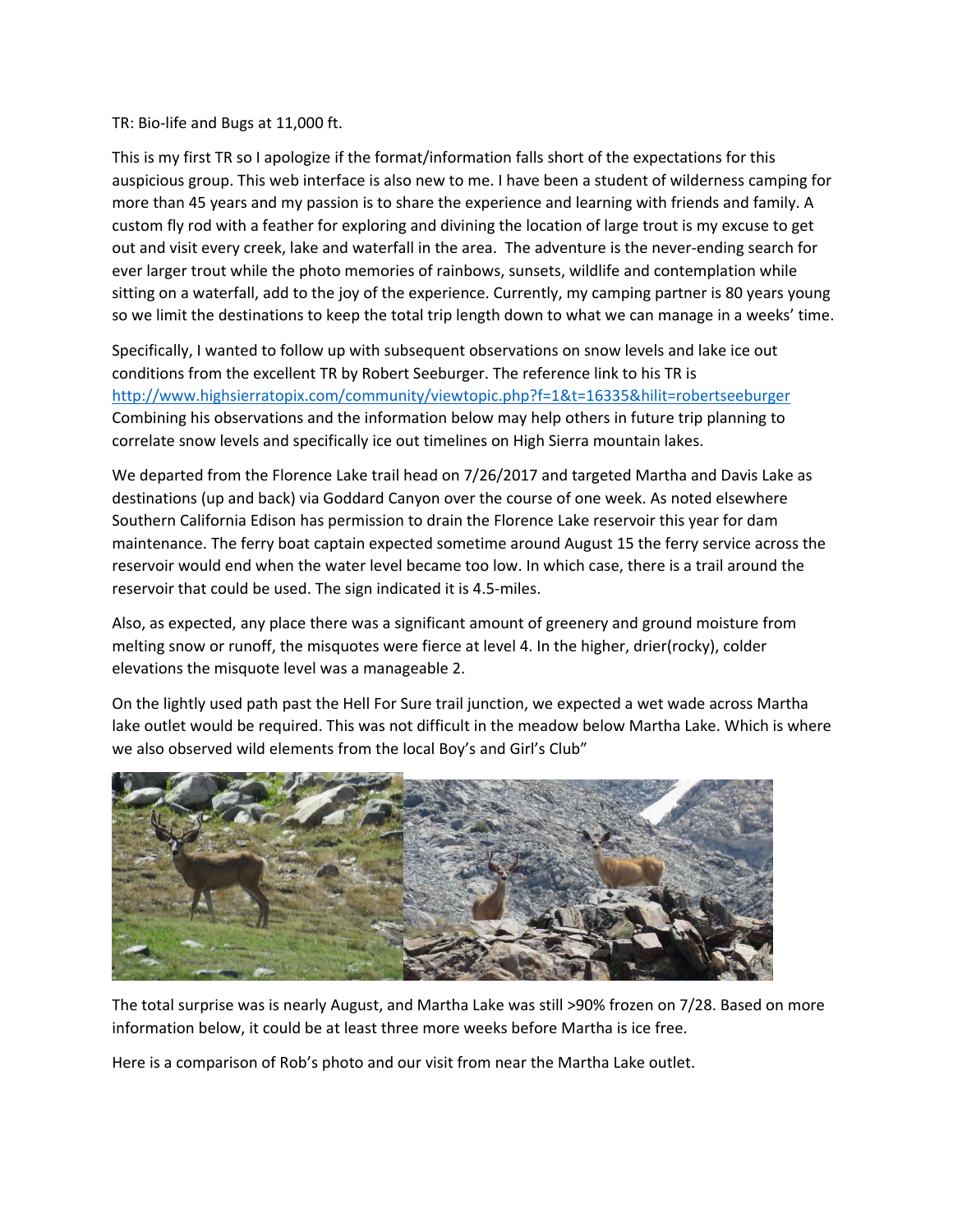TR: Bio-life and Bugs at 11,000 ft.

This is my first TR so I apologize if the format/information falls short of the expectations for this auspicious group. This web interface is also new to me. I have been a student of wilderness camping for more than 45 years and my passion is to share the experience and learning with friends and family. A custom fly rod with a feather for exploring and divining the location of large trout is my excuse to get out and visit every creek, lake and waterfall in the area. The adventure is the never-ending search for ever larger trout while the photo memories of rainbows, sunsets, wildlife and contemplation while sitting on a waterfall, add to the joy of the experience. Currently, my camping partner is 80 years young so we limit the destinations to keep the total trip length down to what we can manage in a weeks' time.

Specifically, I wanted to follow up with subsequent observations on snow levels and lake ice out conditions from the excellent TR by Robert Seeburger. The reference link to his TR is http://www.highsierratopix.com/community/viewtopic.php?f=1&t=16335&hilit=robertseeburger Combining his observations and the information below may help others in future trip planning to correlate snow levels and specifically ice out timelines on High Sierra mountain lakes.

We departed from the Florence Lake trail head on 7/26/2017 and targeted Martha and Davis Lake as destinations (up and back) via Goddard Canyon over the course of one week. As noted elsewhere Southern California Edison has permission to drain the Florence Lake reservoir this year for dam maintenance. The ferry boat captain expected sometime around August 15 the ferry service across the reservoir would end when the water level became too low. In which case, there is a trail around the reservoir that could be used. The sign indicated it is 4.5-miles.

Also, as expected, any place there was a significant amount of greenery and ground moisture from melting snow or runoff, the misquotes were fierce at level 4. In the higher, drier(rocky), colder elevations the misquote level was a manageable 2.

On the lightly used path past the Hell For Sure trail junction, we expected a wet wade across Martha lake outlet would be required. This was not difficult in the meadow below Martha Lake. Which is where we also observed wild elements from the local Boy's and Girl's Club"

The total surprise was is nearly August, and Martha Lake was still >90% frozen on 7/28. Based on more information below, it could be at least three more weeks before Martha is ice free.

Here is a comparison of Rob's photo and our visit from near the Martha Lake outlet.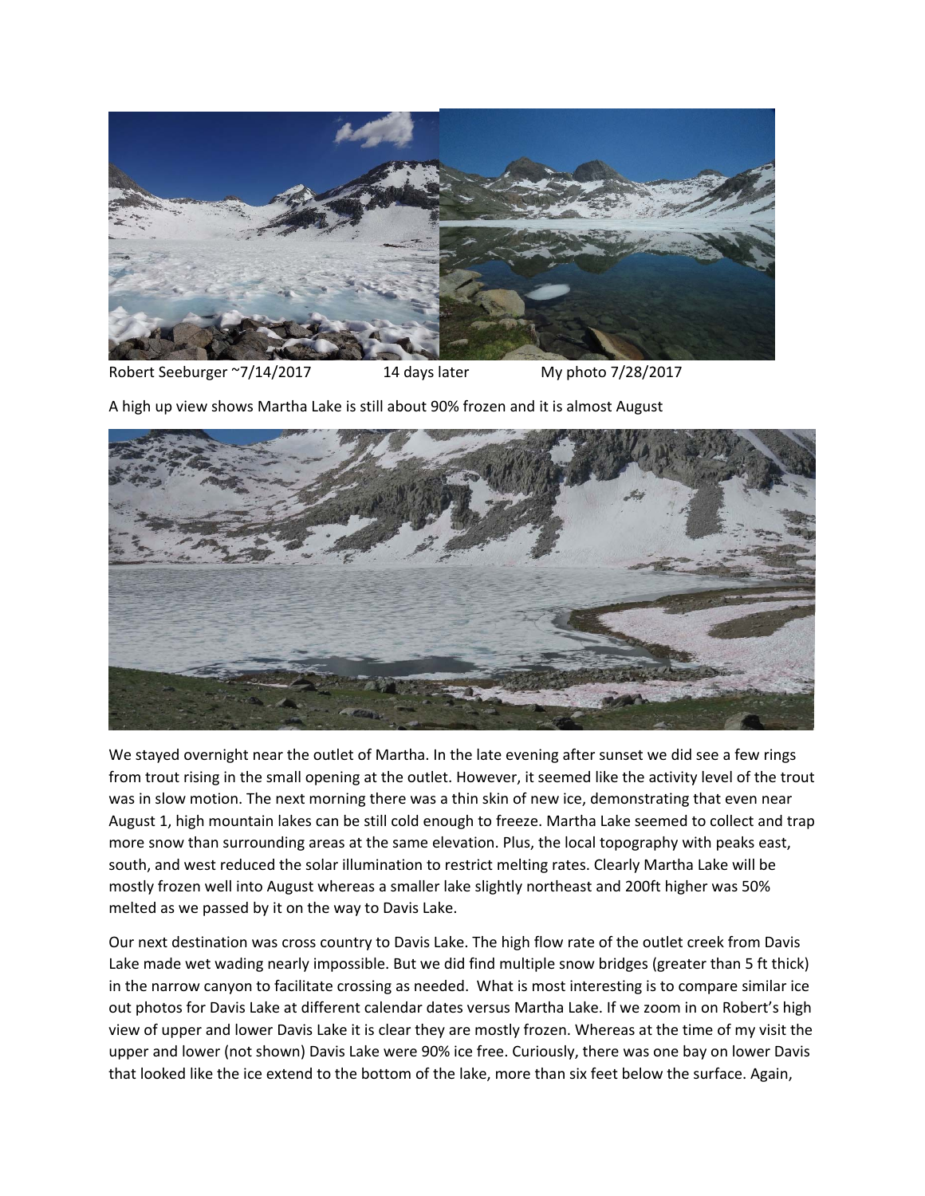Robert Seeburger ~7/14/2017 14 days later My photo 7/28/2017

A high up view shows Martha Lake is still about 90% frozen and it is almost August

We stayed overnight near the outlet of Martha. In the late evening after sunset we did see a few rings from trout rising in the small opening at the outlet. However, it seemed like the activity level of the trout was in slow motion. The next morning there was a thin skin of new ice, demonstrating that even near August 1, high mountain lakes can be still cold enough to freeze. Martha Lake seemed to collect and trap more snow than surrounding areas at the same elevation. Plus, the local topography with peaks east, south, and west reduced the solar illumination to restrict melting rates. Clearly Martha Lake will be mostly frozen well into August whereas a smaller lake slightly northeast and 200ft higher was 50% melted as we passed by it on the way to Davis Lake.

Our next destination was cross country to Davis Lake. The high flow rate of the outlet creek from Davis Lake made wet wading nearly impossible. But we did find multiple snow bridges (greater than 5 ft thick) in the narrow canyon to facilitate crossing as needed. What is most interesting is to compare similar ice out photos for Davis Lake at different calendar dates versus Martha Lake. If we zoom in on Robert's high view of upper and lower Davis Lake it is clear they are mostly frozen. Whereas at the time of my visit the upper and lower (not shown) Davis Lake were 90% ice free. Curiously, there was one bay on lower Davis that looked like the ice extend to the bottom of the lake, more than six feet below the surface. Again,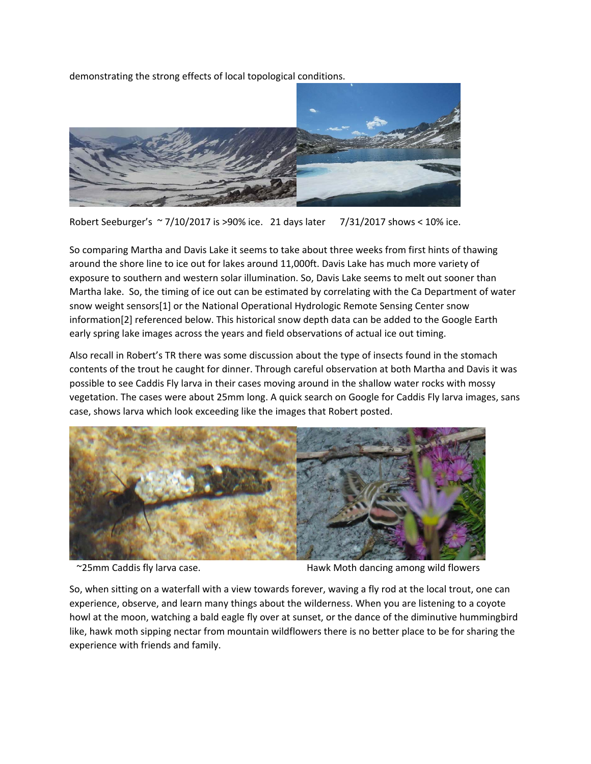demonstrating the strong effects of local topological conditions.

Robert Seeburger's ~ 7/10/2017 is >90% ice. 21 days later 7/31/2017 shows < 10% ice.

So comparing Martha and Davis Lake it seems to take about three weeks from first hints of thawing around the shore line to ice out for lakes around 11,000ft. Davis Lake has much more variety of exposure to southern and western solar illumination. So, Davis Lake seems to melt out sooner than Martha lake. So, the timing of ice out can be estimated by correlating with the Ca Department of water snow weight sensors[1] or the National Operational Hydrologic Remote Sensing Center snow information[2] referenced below. This historical snow depth data can be added to the Google Earth early spring lake images across the years and field observations of actual ice out timing.

Also recall in Robert's TR there was some discussion about the type of insects found in the stomach contents of the trout he caught for dinner. Through careful observation at both Martha and Davis it was possible to see Caddis Fly larva in their cases moving around in the shallow water rocks with mossy vegetation. The cases were about 25mm long. A quick search on Google for Caddis Fly larva images, sans case, shows larva which look exceeding like the images that Robert posted.

~25mm Caddis fly larva case. Hawk Moth dancing among wild flowers

So, when sitting on a waterfall with a view towards forever, waving a fly rod at the local trout, one can experience, observe, and learn many things about the wilderness. When you are listening to a coyote howl at the moon, watching a bald eagle fly over at sunset, or the dance of the diminutive hummingbird like, hawk moth sipping nectar from mountain wildflowers there is no better place to be for sharing the experience with friends and family.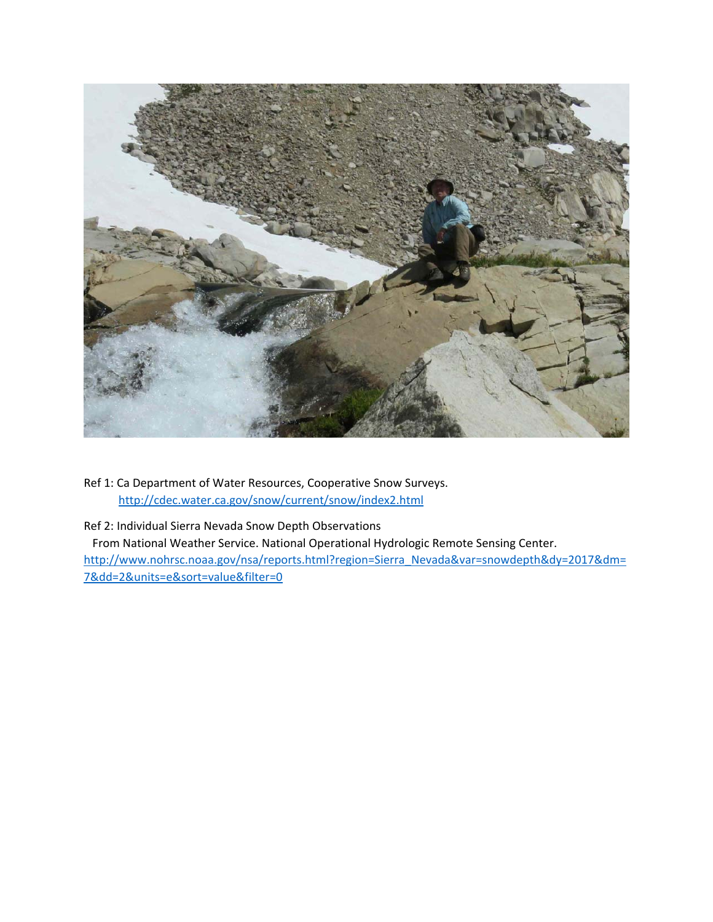Ref 1: Ca Department of Water Resources, Cooperative Snow Surveys.
http://cdec.water.ca.gov/snow/current/snow/index2.html

Ref 2: Individual Sierra Nevada Snow Depth Observations
From National Weather Service. National Operational Hydrologic Remote Sensing Center.
http://www.nohrsc.noaa.gov/nsa/reports.html?region=Sierra_Nevada&var=snowdepth&dy=2017&dm=7&dd=2&units=e&sort=value&filter=0